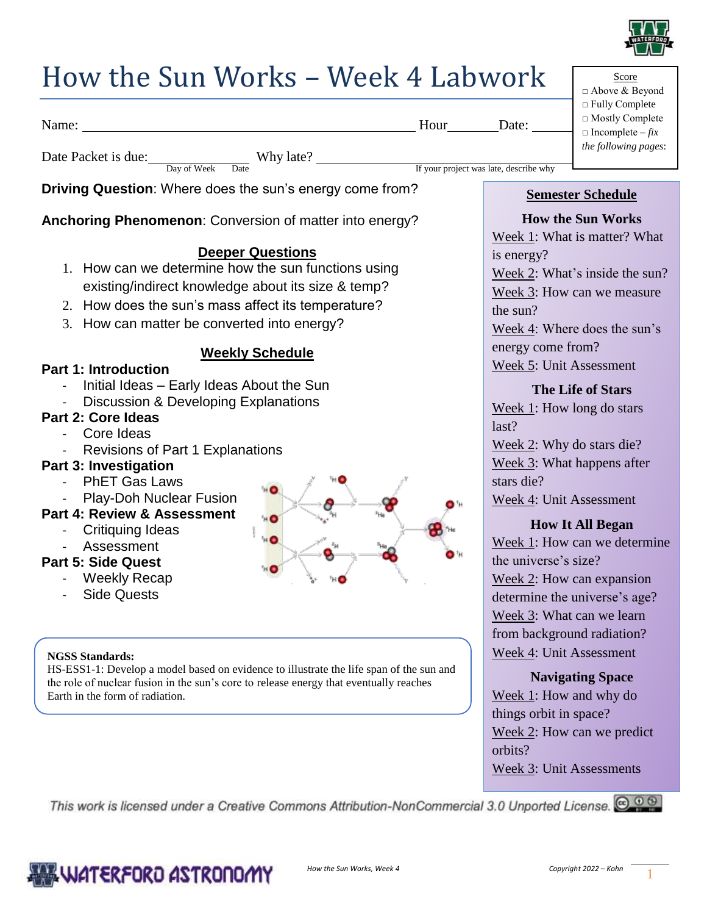# How the Sun Works – Week 4 Labwork

Name: ______________________________________________ Hour________Date: ________

Date Packet is due:______________ Why late? ________________________________________
Day of Week    Date    If your project was late, describe why

**Score**
- □ Above & Beyond
- □ Fully Complete
- □ Mostly Complete
- □ Incomplete – *fix the following pages*:

**Driving Question**: Where does the sun's energy come from?

**Anchoring Phenomenon**: Conversion of matter into energy?

## Deeper Questions

1. How can we determine how the sun functions using existing/indirect knowledge about its size & temp?
2. How does the sun's mass affect its temperature?
3. How can matter be converted into energy?

## Weekly Schedule

**Part 1: Introduction**
- Initial Ideas – Early Ideas About the Sun
- Discussion & Developing Explanations

**Part 2: Core Ideas**
- Core Ideas
- Revisions of Part 1 Explanations

**Part 3: Investigation**
- PhET Gas Laws
- Play-Doh Nuclear Fusion

**Part 4: Review & Assessment**
- Critiquing Ideas
- Assessment

**Part 5: Side Quest**
- Weekly Recap
- Side Quests

**NGSS Standards:**
HS-ESS1-1: Develop a model based on evidence to illustrate the life span of the sun and the role of nuclear fusion in the sun's core to release energy that eventually reaches Earth in the form of radiation.

## Semester Schedule

**How the Sun Works**
- Week 1: What is matter? What is energy?
- Week 2: What's inside the sun?
- Week 3: How can we measure the sun?
- Week 4: Where does the sun's energy come from?
- Week 5: Unit Assessment

**The Life of Stars**
- Week 1: How long do stars last?
- Week 2: Why do stars die?
- Week 3: What happens after stars die?
- Week 4: Unit Assessment

**How It All Began**
- Week 1: How can we determine the universe's size?
- Week 2: How can expansion determine the universe's age?
- Week 3: What can we learn from background radiation?
- Week 4: Unit Assessment

**Navigating Space**
- Week 1: How and why do things orbit in space?
- Week 2: How can we predict orbits?
- Week 3: Unit Assessments

*This work is licensed under a Creative Commons Attribution-NonCommercial 3.0 Unported License.*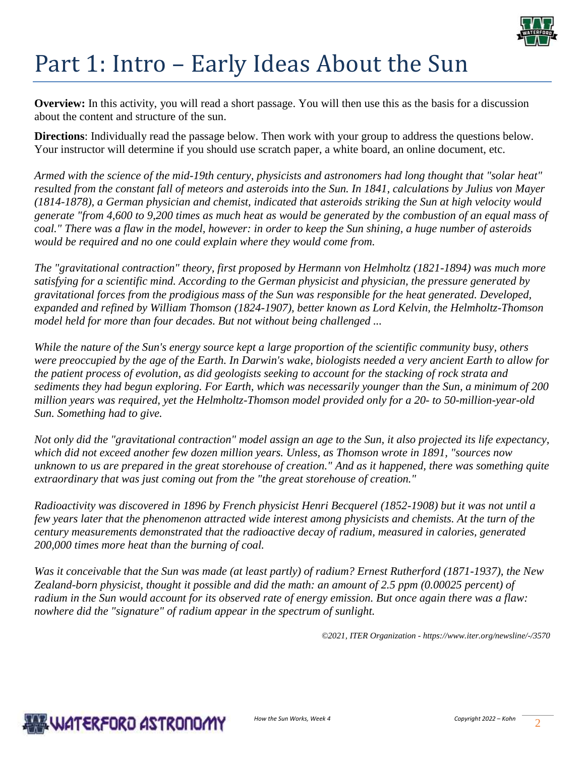# Part 1: Intro – Early Ideas About the Sun

**Overview:** In this activity, you will read a short passage. You will then use this as the basis for a discussion about the content and structure of the sun.

**Directions**: Individually read the passage below. Then work with your group to address the questions below. Your instructor will determine if you should use scratch paper, a white board, an online document, etc.

*Armed with the science of the mid-19th century, physicists and astronomers had long thought that "solar heat" resulted from the constant fall of meteors and asteroids into the Sun. In 1841, calculations by Julius von Mayer (1814-1878), a German physician and chemist, indicated that asteroids striking the Sun at high velocity would generate "from 4,600 to 9,200 times as much heat as would be generated by the combustion of an equal mass of coal." There was a flaw in the model, however: in order to keep the Sun shining, a huge number of asteroids would be required and no one could explain where they would come from.*

*The "gravitational contraction" theory, first proposed by Hermann von Helmholtz (1821-1894) was much more satisfying for a scientific mind. According to the German physicist and physician, the pressure generated by gravitational forces from the prodigious mass of the Sun was responsible for the heat generated. Developed, expanded and refined by William Thomson (1824-1907), better known as Lord Kelvin, the Helmholtz-Thomson model held for more than four decades. But not without being challenged ...*

*While the nature of the Sun's energy source kept a large proportion of the scientific community busy, others were preoccupied by the age of the Earth. In Darwin's wake, biologists needed a very ancient Earth to allow for the patient process of evolution, as did geologists seeking to account for the stacking of rock strata and sediments they had begun exploring. For Earth, which was necessarily younger than the Sun, a minimum of 200 million years was required, yet the Helmholtz-Thomson model provided only for a 20- to 50-million-year-old Sun. Something had to give.*

*Not only did the "gravitational contraction" model assign an age to the Sun, it also projected its life expectancy, which did not exceed another few dozen million years. Unless, as Thomson wrote in 1891, "sources now unknown to us are prepared in the great storehouse of creation." And as it happened, there was something quite extraordinary that was just coming out from the "the great storehouse of creation."*

*Radioactivity was discovered in 1896 by French physicist Henri Becquerel (1852-1908) but it was not until a few years later that the phenomenon attracted wide interest among physicists and chemists. At the turn of the century measurements demonstrated that the radioactive decay of radium, measured in calories, generated 200,000 times more heat than the burning of coal.*

*Was it conceivable that the Sun was made (at least partly) of radium? Ernest Rutherford (1871-1937), the New Zealand-born physicist, thought it possible and did the math: an amount of 2.5 ppm (0.00025 percent) of radium in the Sun would account for its observed rate of energy emission. But once again there was a flaw: nowhere did the "signature" of radium appear in the spectrum of sunlight.*

*©2021, ITER Organization - https://www.iter.org/newsline/-/3570*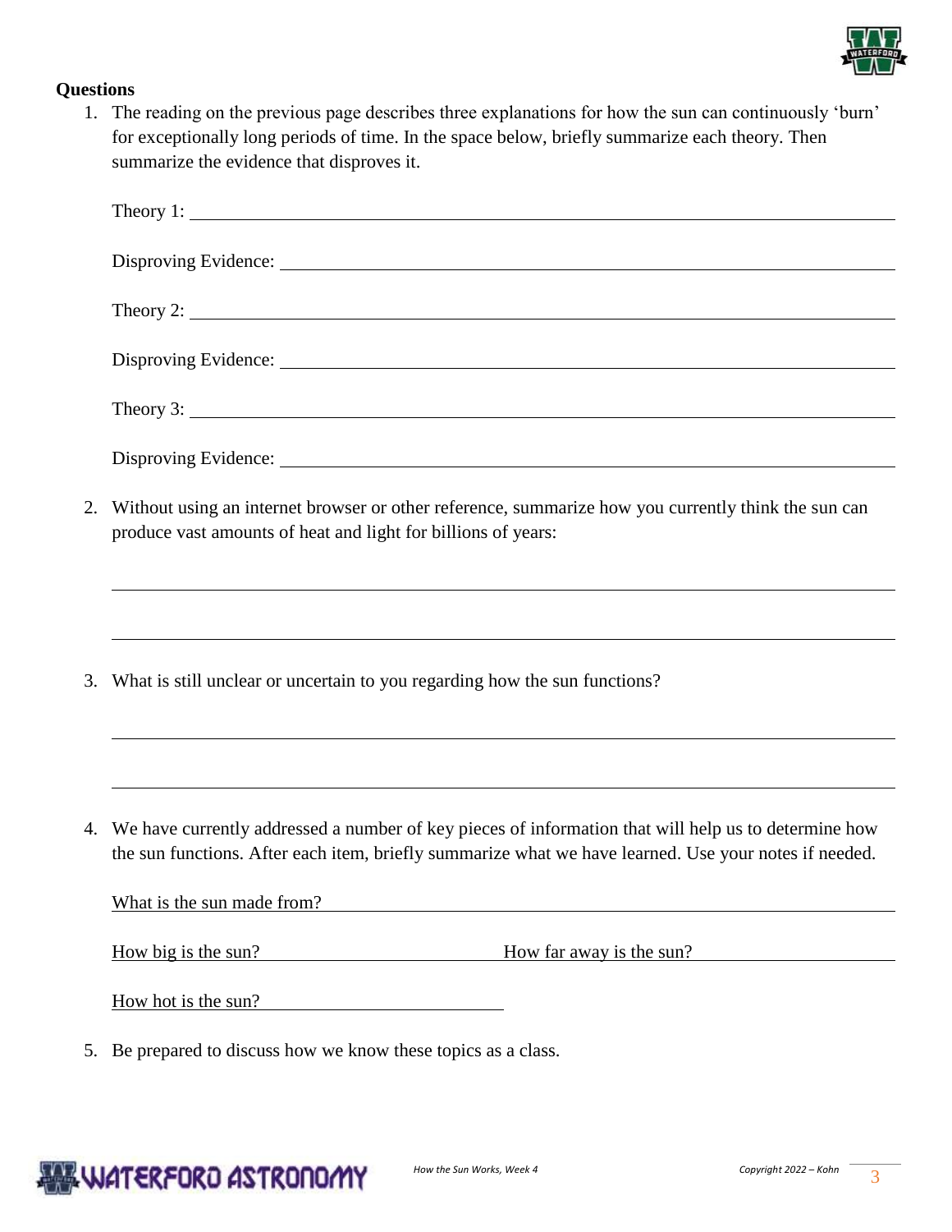**Questions**

1. The reading on the previous page describes three explanations for how the sun can continuously 'burn' for exceptionally long periods of time. In the space below, briefly summarize each theory. Then summarize the evidence that disproves it.

   Theory 1: ______________________________________________

   Disproving Evidence: ______________________________________________

   Theory 2: ______________________________________________

   Disproving Evidence: ______________________________________________

   Theory 3: ______________________________________________

   Disproving Evidence: ______________________________________________

2. Without using an internet browser or other reference, summarize how you currently think the sun can produce vast amounts of heat and light for billions of years:

   ______________________________________________

   ______________________________________________

3. What is still unclear or uncertain to you regarding how the sun functions?

   ______________________________________________

   ______________________________________________

4. We have currently addressed a number of key pieces of information that will help us to determine how the sun functions. After each item, briefly summarize what we have learned. Use your notes if needed.

   What is the sun made from? ______________________________________________

   How big is the sun? ____________________ How far away is the sun? ____________________

   How hot is the sun? ____________________

5. Be prepared to discuss how we know these topics as a class.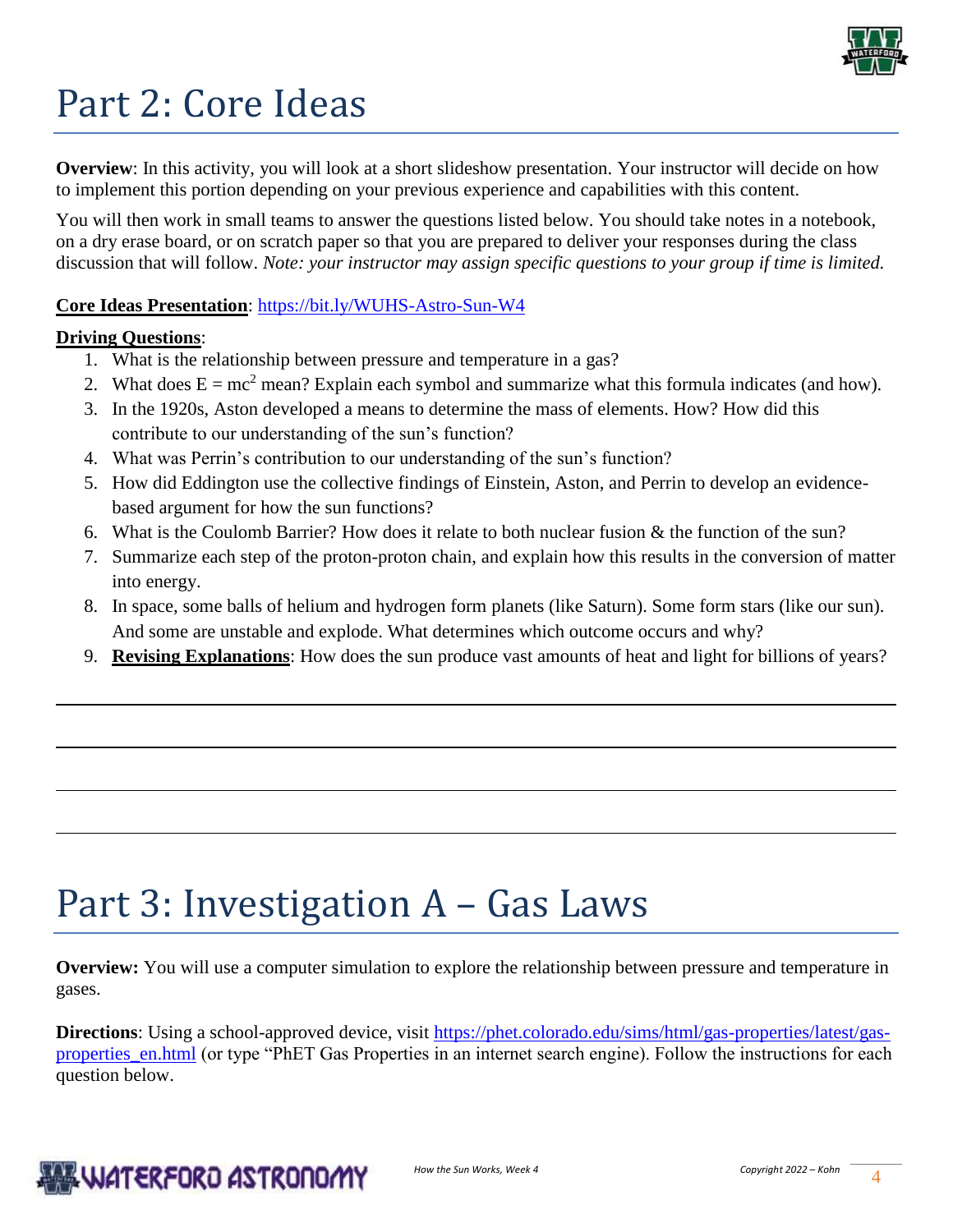# Part 2: Core Ideas

**Overview**: In this activity, you will look at a short slideshow presentation. Your instructor will decide on how to implement this portion depending on your previous experience and capabilities with this content.

You will then work in small teams to answer the questions listed below. You should take notes in a notebook, on a dry erase board, or on scratch paper so that you are prepared to deliver your responses during the class discussion that will follow. *Note: your instructor may assign specific questions to your group if time is limited.*

**Core Ideas Presentation**: https://bit.ly/WUHS-Astro-Sun-W4

**Driving Questions**:

1. What is the relationship between pressure and temperature in a gas?
2. What does $E = mc^2$ mean? Explain each symbol and summarize what this formula indicates (and how).
3. In the 1920s, Aston developed a means to determine the mass of elements. How? How did this contribute to our understanding of the sun's function?
4. What was Perrin's contribution to our understanding of the sun's function?
5. How did Eddington use the collective findings of Einstein, Aston, and Perrin to develop an evidence-based argument for how the sun functions?
6. What is the Coulomb Barrier? How does it relate to both nuclear fusion & the function of the sun?
7. Summarize each step of the proton-proton chain, and explain how this results in the conversion of matter into energy.
8. In space, some balls of helium and hydrogen form planets (like Saturn). Some form stars (like our sun). And some are unstable and explode. What determines which outcome occurs and why?
9. **Revising Explanations**: How does the sun produce vast amounts of heat and light for billions of years?

# Part 3: Investigation A – Gas Laws

**Overview:** You will use a computer simulation to explore the relationship between pressure and temperature in gases.

**Directions**: Using a school-approved device, visit https://phet.colorado.edu/sims/html/gas-properties/latest/gas-properties_en.html (or type "PhET Gas Properties in an internet search engine). Follow the instructions for each question below.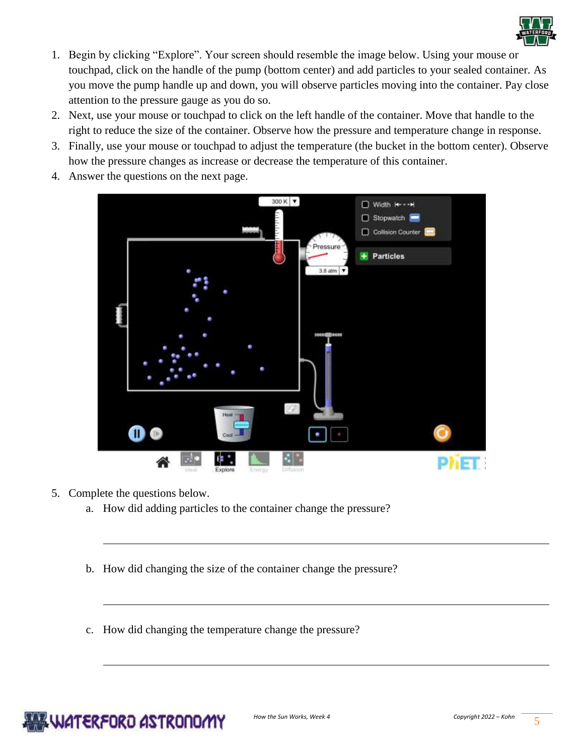1. Begin by clicking "Explore". Your screen should resemble the image below. Using your mouse or touchpad, click on the handle of the pump (bottom center) and add particles to your sealed container. As you move the pump handle up and down, you will observe particles moving into the container. Pay close attention to the pressure gauge as you do so.
2. Next, use your mouse or touchpad to click on the left handle of the container. Move that handle to the right to reduce the size of the container. Observe how the pressure and temperature change in response.
3. Finally, use your mouse or touchpad to adjust the temperature (the bucket in the bottom center). Observe how the pressure changes as increase or decrease the temperature of this container.
4. Answer the questions on the next page.

5. Complete the questions below.
    a. How did adding particles to the container change the pressure?

    ______________________________________________________________

    b. How did changing the size of the container change the pressure?

    ______________________________________________________________

    c. How did changing the temperature change the pressure?

    ______________________________________________________________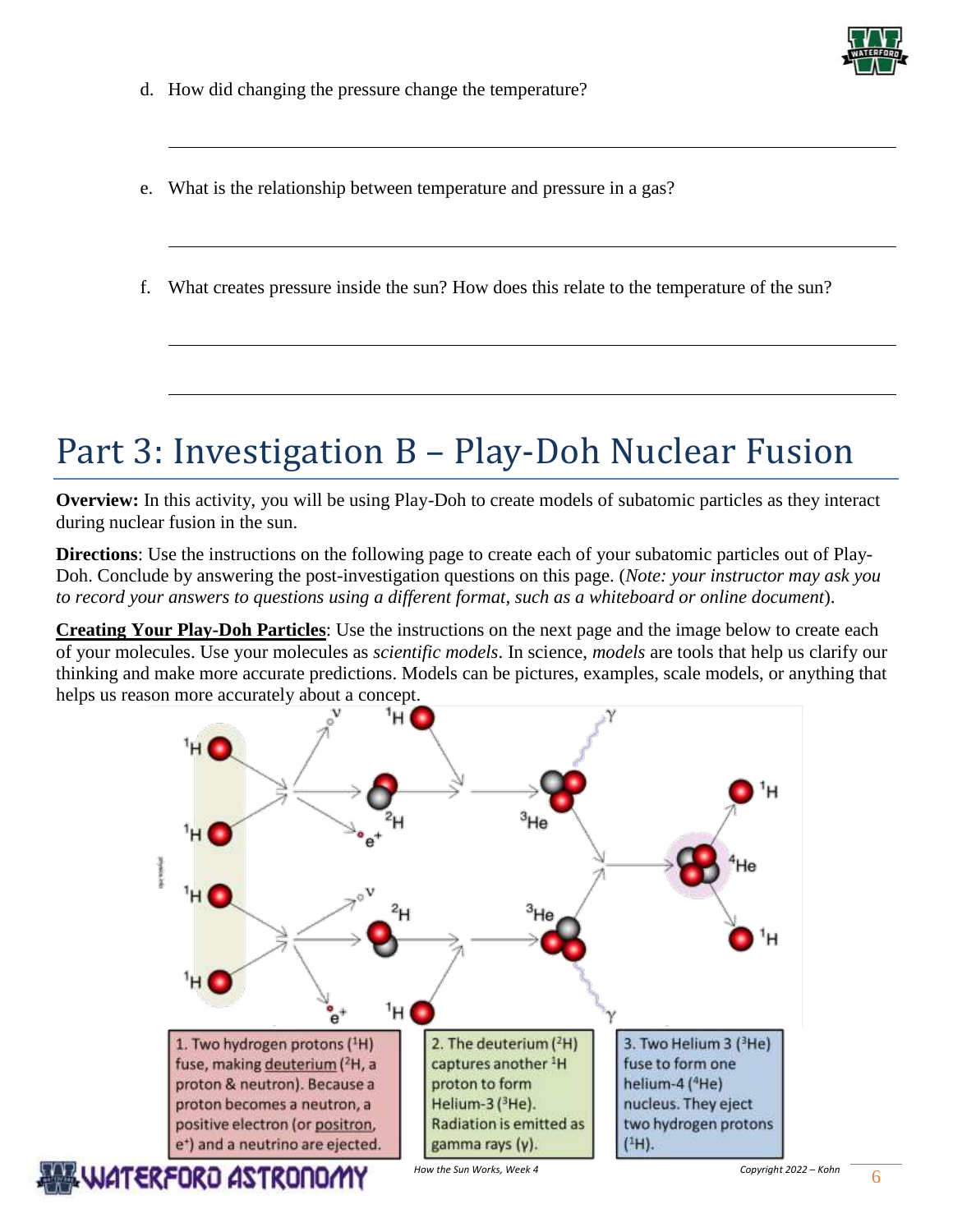d. How did changing the pressure change the temperature?

______________________________________________________________________

e. What is the relationship between temperature and pressure in a gas?

______________________________________________________________________

f. What creates pressure inside the sun? How does this relate to the temperature of the sun?

______________________________________________________________________

______________________________________________________________________

# Part 3: Investigation B – Play-Doh Nuclear Fusion

**Overview:** In this activity, you will be using Play-Doh to create models of subatomic particles as they interact during nuclear fusion in the sun.

**Directions**: Use the instructions on the following page to create each of your subatomic particles out of Play-Doh. Conclude by answering the post-investigation questions on this page. (*Note: your instructor may ask you to record your answers to questions using a different format, such as a whiteboard or online document*).

**Creating Your Play-Doh Particles**: Use the instructions on the next page and the image below to create each of your molecules. Use your molecules as *scientific models*. In science, *models* are tools that help us clarify our thinking and make more accurate predictions. Models can be pictures, examples, scale models, or anything that helps us reason more accurately about a concept.

1. Two hydrogen protons ($^1H$) fuse, making deuterium ($^2H$, a proton & neutron). Because a proton becomes a neutron, a positive electron (or positron, $e^+$) and a neutrino are ejected.

2. The deuterium ($^2H$) captures another $^1H$ proton to form Helium-3 ($^3He$). Radiation is emitted as gamma rays ($\gamma$).

3. Two Helium 3 ($^3He$) fuse to form one helium-4 ($^4He$) nucleus. They eject two hydrogen protons ($^1H$).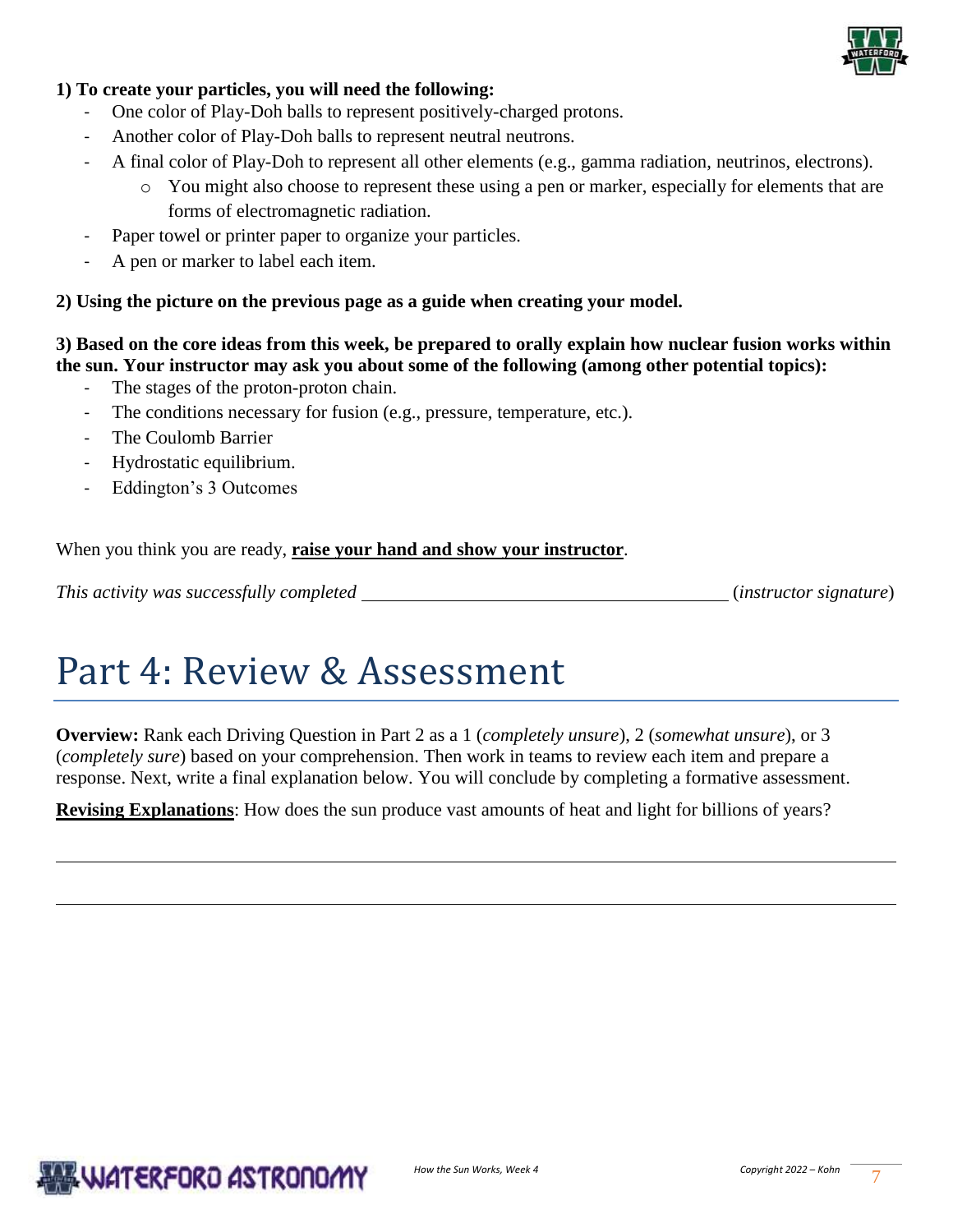**1) To create your particles, you will need the following:**

- One color of Play-Doh balls to represent positively-charged protons.
- Another color of Play-Doh balls to represent neutral neutrons.
- A final color of Play-Doh to represent all other elements (e.g., gamma radiation, neutrinos, electrons).
  - You might also choose to represent these using a pen or marker, especially for elements that are forms of electromagnetic radiation.
- Paper towel or printer paper to organize your particles.
- A pen or marker to label each item.

**2) Using the picture on the previous page as a guide when creating your model.**

**3) Based on the core ideas from this week, be prepared to orally explain how nuclear fusion works within the sun. Your instructor may ask you about some of the following (among other potential topics):**

- The stages of the proton-proton chain.
- The conditions necessary for fusion (e.g., pressure, temperature, etc.).
- The Coulomb Barrier
- Hydrostatic equilibrium.
- Eddington's 3 Outcomes

When you think you are ready, **<u>raise your hand and show your instructor</u>**.

*This activity was successfully completed* \_\_\_\_\_\_\_\_\_\_\_\_\_\_\_\_\_\_\_\_\_\_\_\_\_\_\_\_\_\_\_\_\_\_\_\_\_\_ (*instructor signature*)

# Part 4: Review & Assessment

**Overview:** Rank each Driving Question in Part 2 as a 1 (*completely unsure*), 2 (*somewhat unsure*), or 3 (*completely sure*) based on your comprehension. Then work in teams to review each item and prepare a response. Next, write a final explanation below. You will conclude by completing a formative assessment.

**<u>Revising Explanations</u>**: How does the sun produce vast amounts of heat and light for billions of years?

\_\_\_\_\_\_\_\_\_\_\_\_\_\_\_\_\_\_\_\_\_\_\_\_\_\_\_\_\_\_\_\_\_\_\_\_\_\_\_\_\_\_\_\_\_\_\_\_\_\_\_\_\_\_\_\_\_\_\_\_\_\_\_\_\_\_\_\_\_\_\_\_\_\_\_\_\_\_

\_\_\_\_\_\_\_\_\_\_\_\_\_\_\_\_\_\_\_\_\_\_\_\_\_\_\_\_\_\_\_\_\_\_\_\_\_\_\_\_\_\_\_\_\_\_\_\_\_\_\_\_\_\_\_\_\_\_\_\_\_\_\_\_\_\_\_\_\_\_\_\_\_\_\_\_\_\_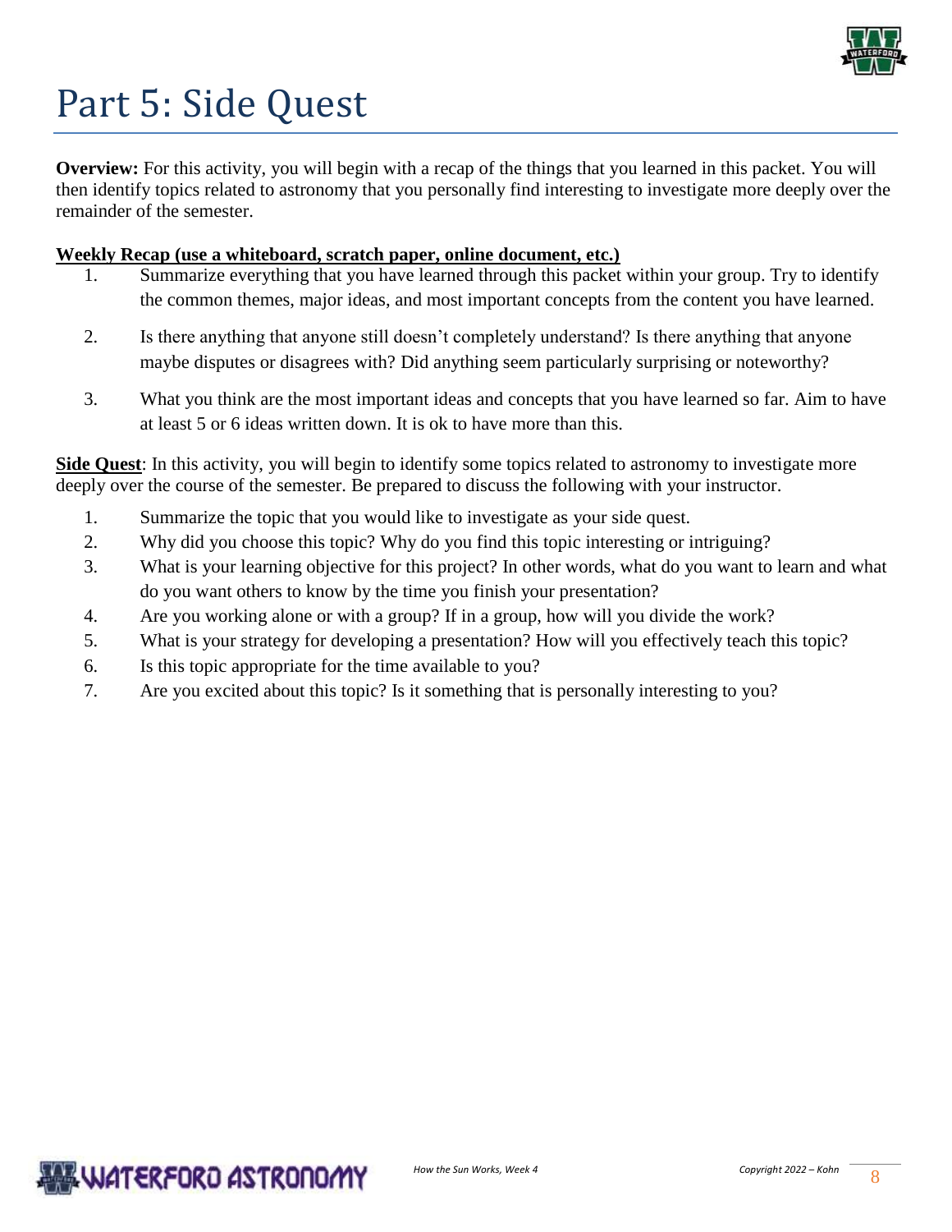# Part 5: Side Quest

**Overview:** For this activity, you will begin with a recap of the things that you learned in this packet. You will then identify topics related to astronomy that you personally find interesting to investigate more deeply over the remainder of the semester.

**Weekly Recap (use a whiteboard, scratch paper, online document, etc.)**

1. Summarize everything that you have learned through this packet within your group. Try to identify the common themes, major ideas, and most important concepts from the content you have learned.
2. Is there anything that anyone still doesn't completely understand? Is there anything that anyone maybe disputes or disagrees with? Did anything seem particularly surprising or noteworthy?
3. What you think are the most important ideas and concepts that you have learned so far. Aim to have at least 5 or 6 ideas written down. It is ok to have more than this.

**Side Quest**: In this activity, you will begin to identify some topics related to astronomy to investigate more deeply over the course of the semester. Be prepared to discuss the following with your instructor.

1. Summarize the topic that you would like to investigate as your side quest.
2. Why did you choose this topic? Why do you find this topic interesting or intriguing?
3. What is your learning objective for this project? In other words, what do you want to learn and what do you want others to know by the time you finish your presentation?
4. Are you working alone or with a group? If in a group, how will you divide the work?
5. What is your strategy for developing a presentation? How will you effectively teach this topic?
6. Is this topic appropriate for the time available to you?
7. Are you excited about this topic? Is it something that is personally interesting to you?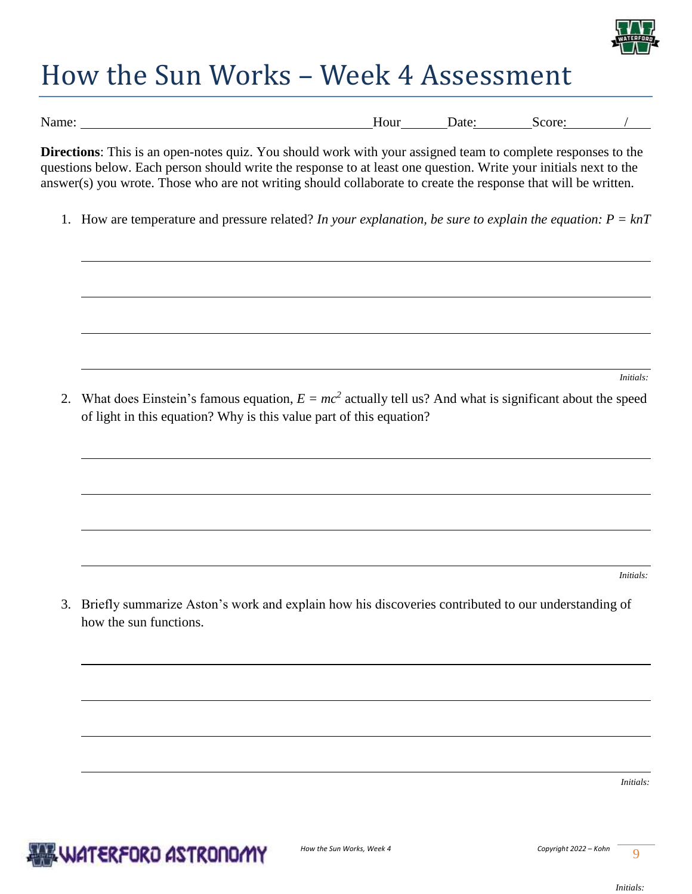# How the Sun Works – Week 4 Assessment

Name: ____________________________________________ Hour______ Date:________ Score:________ / ____

**Directions**: This is an open-notes quiz. You should work with your assigned team to complete responses to the questions below. Each person should write the response to at least one question. Write your initials next to the answer(s) you wrote. Those who are not writing should collaborate to create the response that will be written.

1. How are temperature and pressure related? *In your explanation, be sure to explain the equation: $P = knT$*

_______________________________________________________________________________

_______________________________________________________________________________

_______________________________________________________________________________

_______________________________________________________________________________

*Initials:*

2. What does Einstein's famous equation, $E = mc^2$ actually tell us? And what is significant about the speed of light in this equation? Why is this value part of this equation?

_______________________________________________________________________________

_______________________________________________________________________________

_______________________________________________________________________________

_______________________________________________________________________________

*Initials:*

3. Briefly summarize Aston's work and explain how his discoveries contributed to our understanding of how the sun functions.

_______________________________________________________________________________

_______________________________________________________________________________

_______________________________________________________________________________

_______________________________________________________________________________

*Initials:*

*Initials:*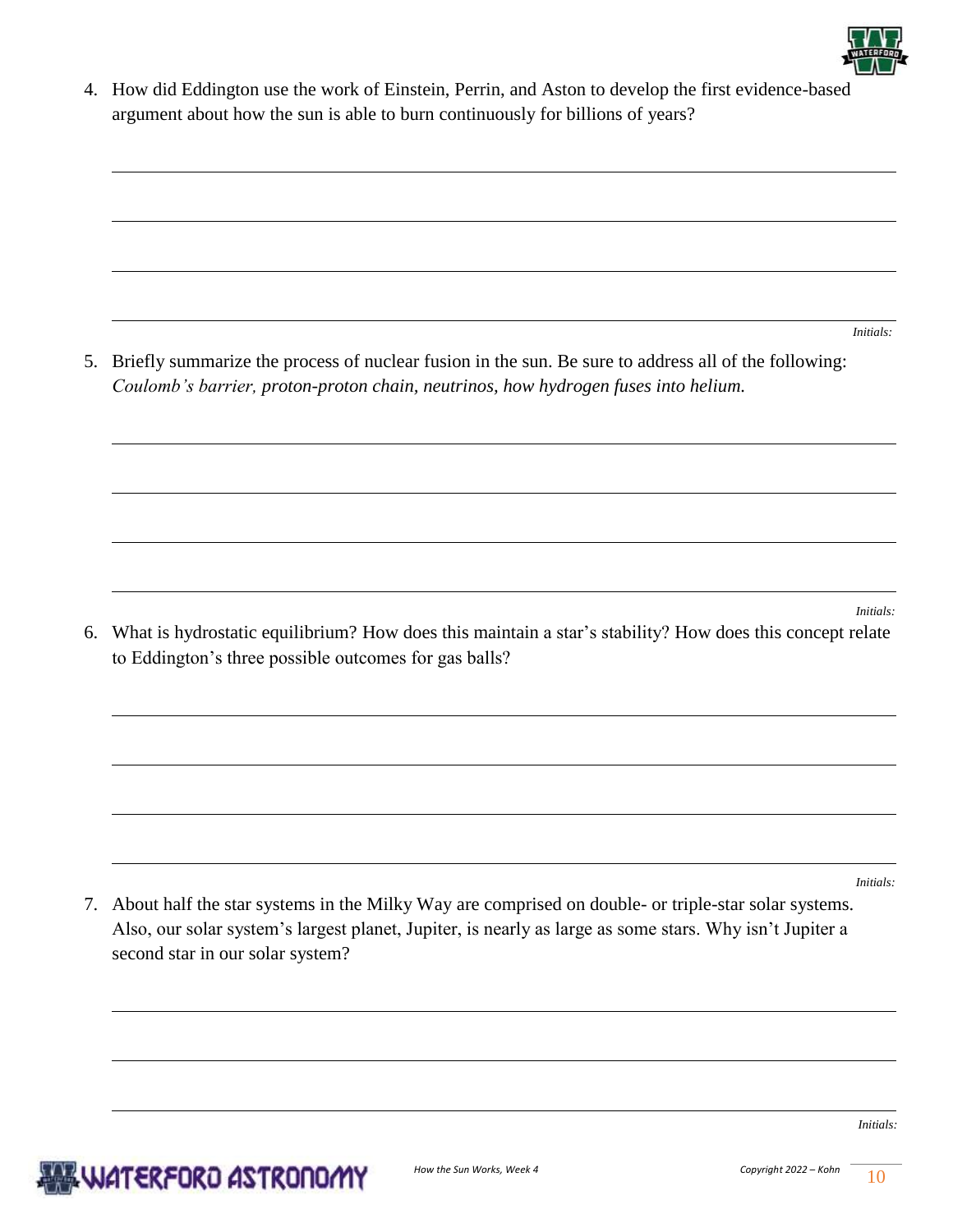4. How did Eddington use the work of Einstein, Perrin, and Aston to develop the first evidence-based argument about how the sun is able to burn continuously for billions of years?

_______________________________________________

_______________________________________________

_______________________________________________

_______________________________________________

*Initials:*

5. Briefly summarize the process of nuclear fusion in the sun. Be sure to address all of the following: *Coulomb's barrier, proton-proton chain, neutrinos, how hydrogen fuses into helium.*

_______________________________________________

_______________________________________________

_______________________________________________

_______________________________________________

*Initials:*

6. What is hydrostatic equilibrium? How does this maintain a star's stability? How does this concept relate to Eddington's three possible outcomes for gas balls?

_______________________________________________

_______________________________________________

_______________________________________________

_______________________________________________

*Initials:*

7. About half the star systems in the Milky Way are comprised on double- or triple-star solar systems. Also, our solar system's largest planet, Jupiter, is nearly as large as some stars. Why isn't Jupiter a second star in our solar system?

_______________________________________________

_______________________________________________

_______________________________________________

*Initials:*